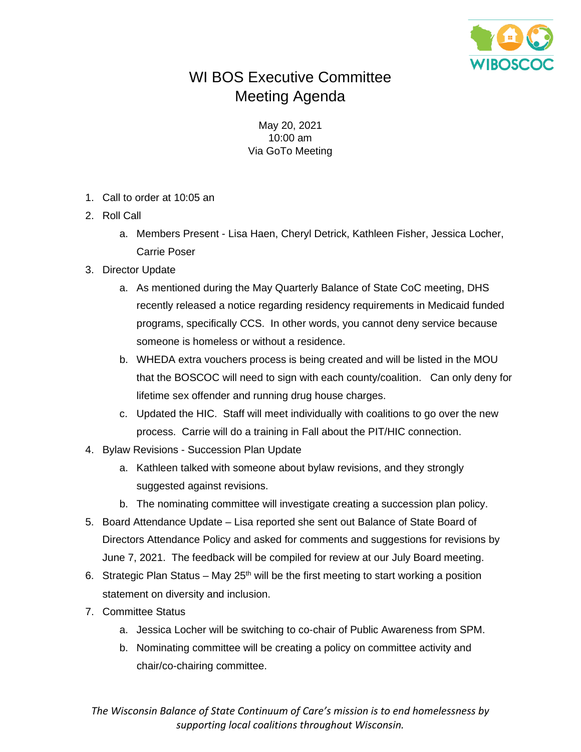# WI BOS Executive Committee Meeting Agenda

May 20, 2021
10:00 am
Via GoTo Meeting

1. Call to order at 10:05 an
2. Roll Call
    a. Members Present - Lisa Haen, Cheryl Detrick, Kathleen Fisher, Jessica Locher, Carrie Poser
3. Director Update
    a. As mentioned during the May Quarterly Balance of State CoC meeting, DHS recently released a notice regarding residency requirements in Medicaid funded programs, specifically CCS. In other words, you cannot deny service because someone is homeless or without a residence.
    b. WHEDA extra vouchers process is being created and will be listed in the MOU that the BOSCOC will need to sign with each county/coalition. Can only deny for lifetime sex offender and running drug house charges.
    c. Updated the HIC. Staff will meet individually with coalitions to go over the new process. Carrie will do a training in Fall about the PIT/HIC connection.
4. Bylaw Revisions - Succession Plan Update
    a. Kathleen talked with someone about bylaw revisions, and they strongly suggested against revisions.
    b. The nominating committee will investigate creating a succession plan policy.
5. Board Attendance Update – Lisa reported she sent out Balance of State Board of Directors Attendance Policy and asked for comments and suggestions for revisions by June 7, 2021. The feedback will be compiled for review at our July Board meeting.
6. Strategic Plan Status – May 25th will be the first meeting to start working a position statement on diversity and inclusion.
7. Committee Status
    a. Jessica Locher will be switching to co-chair of Public Awareness from SPM.
    b. Nominating committee will be creating a policy on committee activity and chair/co-chairing committee.

*The Wisconsin Balance of State Continuum of Care's mission is to end homelessness by supporting local coalitions throughout Wisconsin.*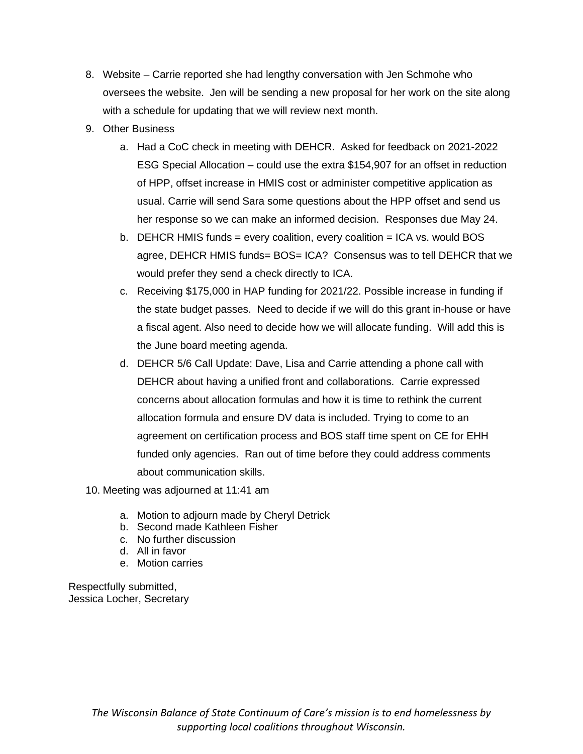8. Website – Carrie reported she had lengthy conversation with Jen Schmohe who oversees the website. Jen will be sending a new proposal for her work on the site along with a schedule for updating that we will review next month.
9. Other Business
    a. Had a CoC check in meeting with DEHCR. Asked for feedback on 2021-2022 ESG Special Allocation – could use the extra $154,907 for an offset in reduction of HPP, offset increase in HMIS cost or administer competitive application as usual. Carrie will send Sara some questions about the HPP offset and send us her response so we can make an informed decision. Responses due May 24.
    b. DEHCR HMIS funds = every coalition, every coalition = ICA vs. would BOS agree, DEHCR HMIS funds= BOS= ICA? Consensus was to tell DEHCR that we would prefer they send a check directly to ICA.
    c. Receiving $175,000 in HAP funding for 2021/22. Possible increase in funding if the state budget passes. Need to decide if we will do this grant in-house or have a fiscal agent. Also need to decide how we will allocate funding. Will add this is the June board meeting agenda.
    d. DEHCR 5/6 Call Update: Dave, Lisa and Carrie attending a phone call with DEHCR about having a unified front and collaborations. Carrie expressed concerns about allocation formulas and how it is time to rethink the current allocation formula and ensure DV data is included. Trying to come to an agreement on certification process and BOS staff time spent on CE for EHH funded only agencies. Ran out of time before they could address comments about communication skills.
10. Meeting was adjourned at 11:41 am
    a. Motion to adjourn made by Cheryl Detrick
    b. Second made Kathleen Fisher
    c. No further discussion
    d. All in favor
    e. Motion carries

Respectfully submitted,
Jessica Locher, Secretary

*The Wisconsin Balance of State Continuum of Care's mission is to end homelessness by supporting local coalitions throughout Wisconsin.*